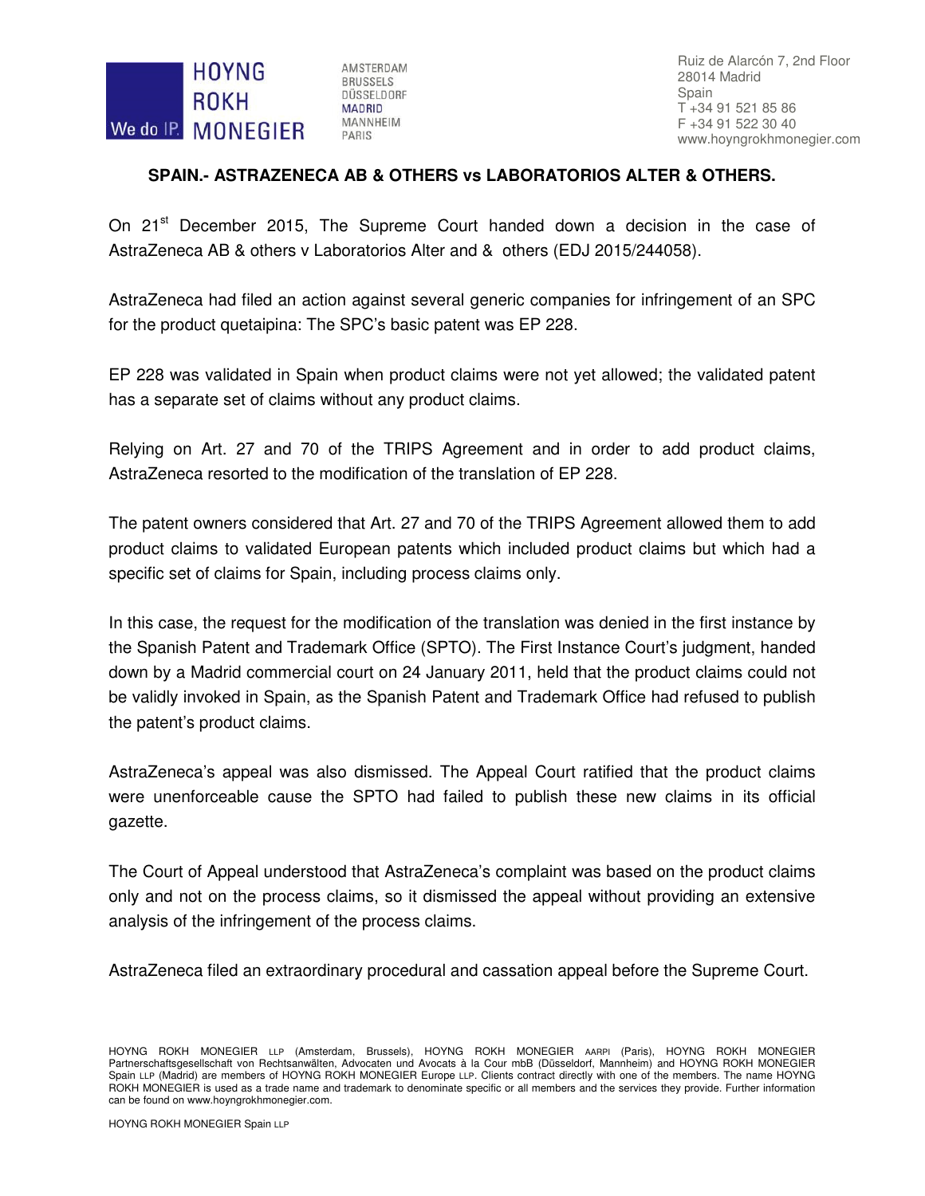# SPAIN.- ASTRAZENECA AB & OTHERS vs LABORATORIOS ALTER & OTHERS.

On 21st December 2015, The Supreme Court handed down a decision in the case of AstraZeneca AB & others v Laboratorios Alter and & others (EDJ 2015/244058).

AstraZeneca had filed an action against several generic companies for infringement of an SPC for the product quetaipina: The SPC's basic patent was EP 228.

EP 228 was validated in Spain when product claims were not yet allowed; the validated patent has a separate set of claims without any product claims.

Relying on Art. 27 and 70 of the TRIPS Agreement and in order to add product claims, AstraZeneca resorted to the modification of the translation of EP 228.

The patent owners considered that Art. 27 and 70 of the TRIPS Agreement allowed them to add product claims to validated European patents which included product claims but which had a specific set of claims for Spain, including process claims only.

In this case, the request for the modification of the translation was denied in the first instance by the Spanish Patent and Trademark Office (SPTO). The First Instance Court's judgment, handed down by a Madrid commercial court on 24 January 2011, held that the product claims could not be validly invoked in Spain, as the Spanish Patent and Trademark Office had refused to publish the patent's product claims.

AstraZeneca's appeal was also dismissed. The Appeal Court ratified that the product claims were unenforceable cause the SPTO had failed to publish these new claims in its official gazette.

The Court of Appeal understood that AstraZeneca's complaint was based on the product claims only and not on the process claims, so it dismissed the appeal without providing an extensive analysis of the infringement of the process claims.

AstraZeneca filed an extraordinary procedural and cassation appeal before the Supreme Court.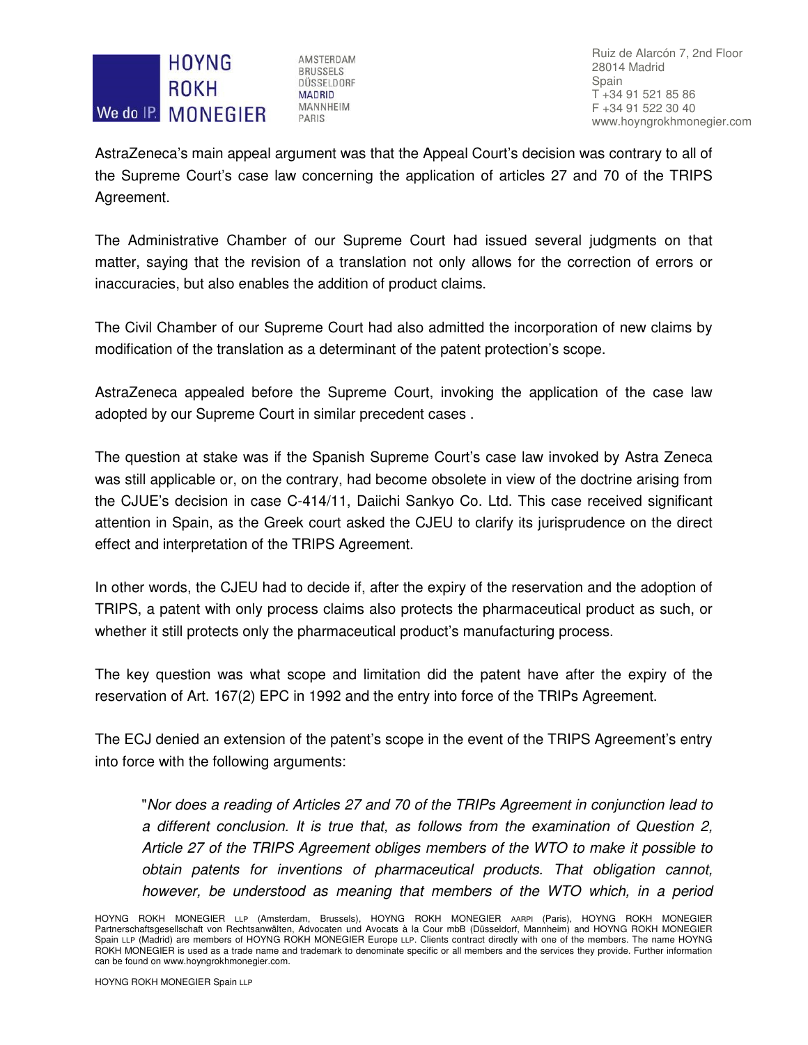AstraZeneca's main appeal argument was that the Appeal Court's decision was contrary to all of the Supreme Court's case law concerning the application of articles 27 and 70 of the TRIPS Agreement.

The Administrative Chamber of our Supreme Court had issued several judgments on that matter, saying that the revision of a translation not only allows for the correction of errors or inaccuracies, but also enables the addition of product claims.

The Civil Chamber of our Supreme Court had also admitted the incorporation of new claims by modification of the translation as a determinant of the patent protection's scope.

AstraZeneca appealed before the Supreme Court, invoking the application of the case law adopted by our Supreme Court in similar precedent cases .

The question at stake was if the Spanish Supreme Court's case law invoked by Astra Zeneca was still applicable or, on the contrary, had become obsolete in view of the doctrine arising from the CJUE's decision in case C-414/11, Daiichi Sankyo Co. Ltd. This case received significant attention in Spain, as the Greek court asked the CJEU to clarify its jurisprudence on the direct effect and interpretation of the TRIPS Agreement.

In other words, the CJEU had to decide if, after the expiry of the reservation and the adoption of TRIPS, a patent with only process claims also protects the pharmaceutical product as such, or whether it still protects only the pharmaceutical product's manufacturing process.

The key question was what scope and limitation did the patent have after the expiry of the reservation of Art. 167(2) EPC in 1992 and the entry into force of the TRIPs Agreement.

The ECJ denied an extension of the patent's scope in the event of the TRIPS Agreement's entry into force with the following arguments:

> "*Nor does a reading of Articles 27 and 70 of the TRIPs Agreement in conjunction lead to a different conclusion. It is true that, as follows from the examination of Question 2, Article 27 of the TRIPS Agreement obliges members of the WTO to make it possible to obtain patents for inventions of pharmaceutical products. That obligation cannot, however, be understood as meaning that members of the WTO which, in a period*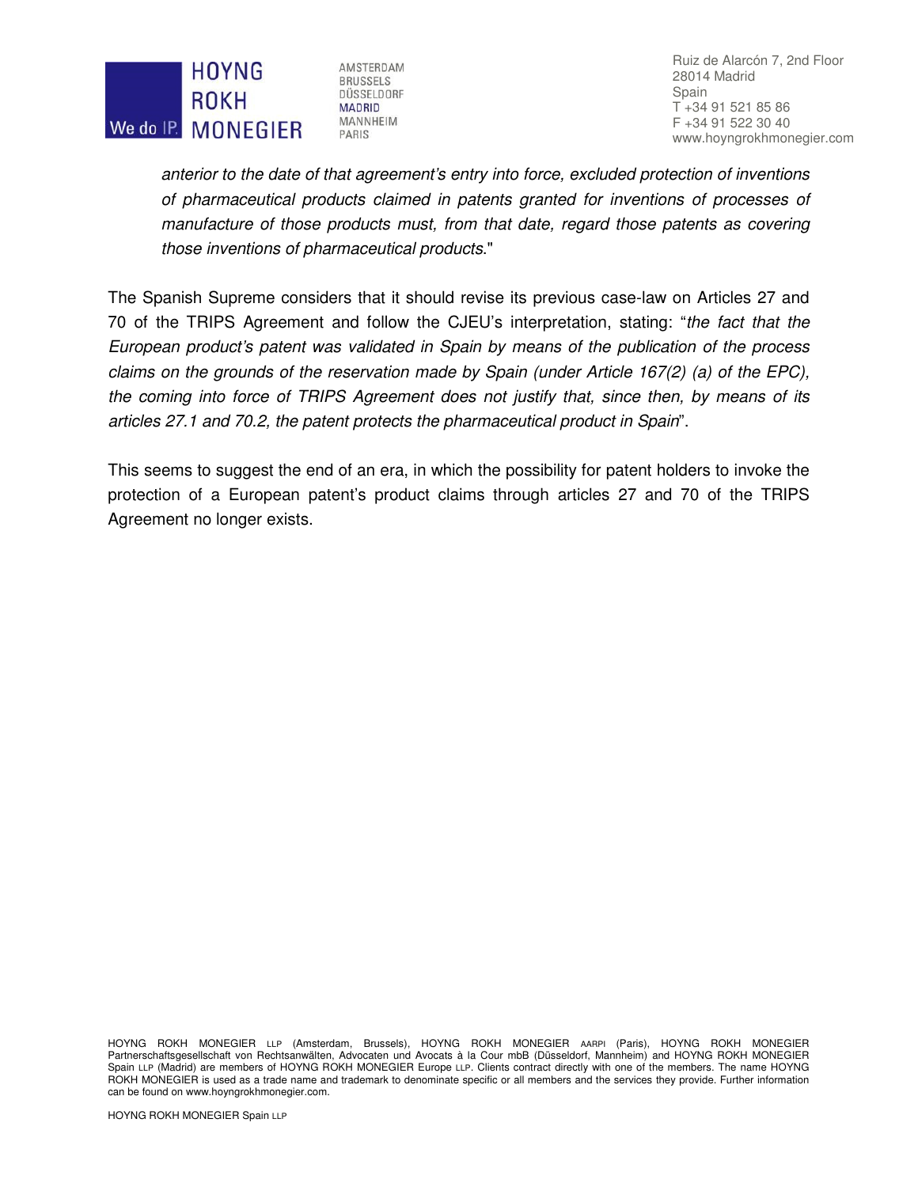*anterior to the date of that agreement's entry into force, excluded protection of inventions of pharmaceutical products claimed in patents granted for inventions of processes of manufacture of those products must, from that date, regard those patents as covering those inventions of pharmaceutical products*."

The Spanish Supreme considers that it should revise its previous case-law on Articles 27 and 70 of the TRIPS Agreement and follow the CJEU's interpretation, stating: "*the fact that the European product's patent was validated in Spain by means of the publication of the process claims on the grounds of the reservation made by Spain (under Article 167(2) (a) of the EPC), the coming into force of TRIPS Agreement does not justify that, since then, by means of its articles 27.1 and 70.2, the patent protects the pharmaceutical product in Spain*".

This seems to suggest the end of an era, in which the possibility for patent holders to invoke the protection of a European patent's product claims through articles 27 and 70 of the TRIPS Agreement no longer exists.